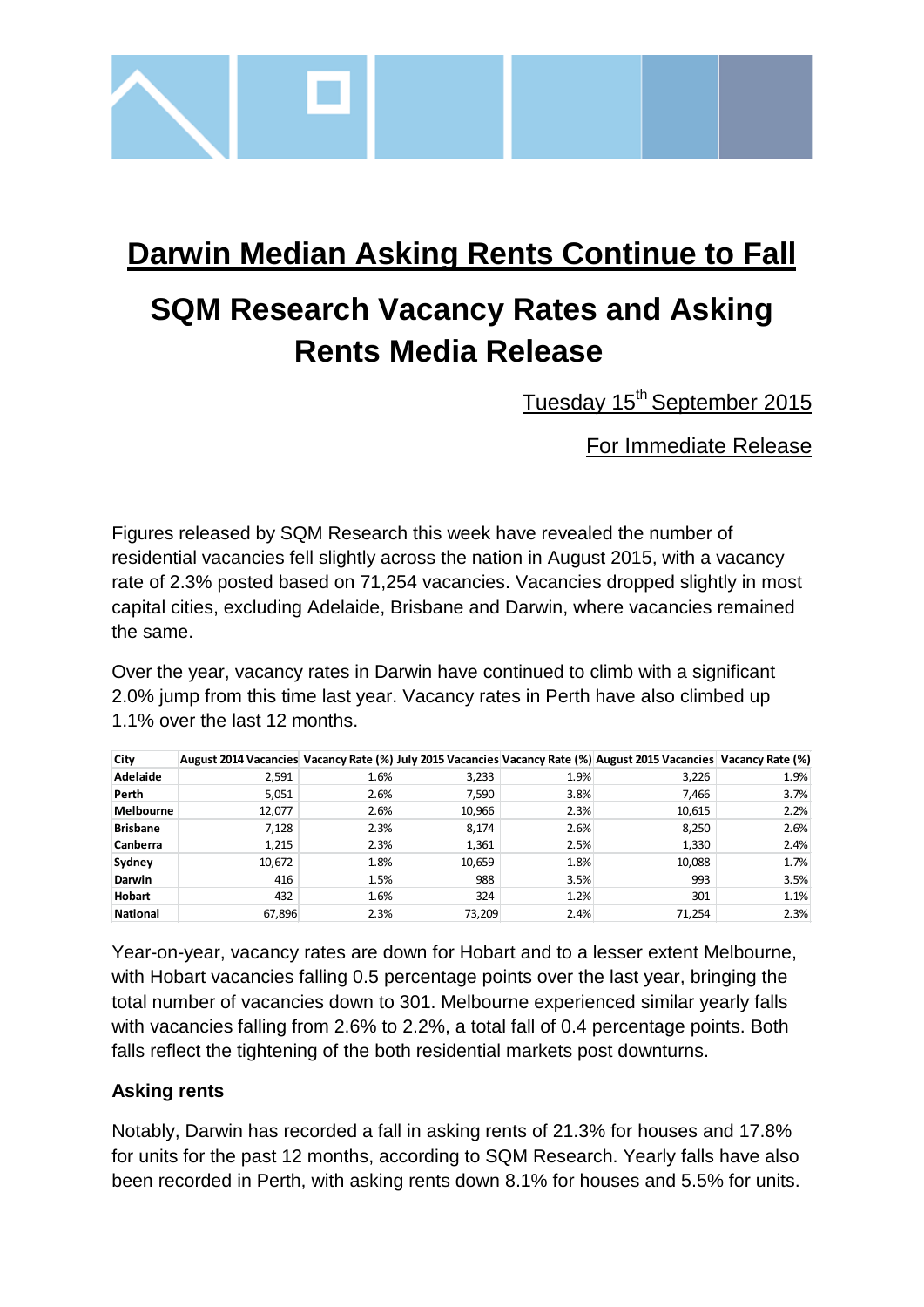# Darwin Median Asking Rents Continue to Fall

## SQM Research Vacancy Rates and Asking Rents Media Release

Tuesday 15th September 2015

For Immediate Release

Figures released by SQM Research this week have revealed the number of residential vacancies fell slightly across the nation in August 2015, with a vacancy rate of 2.3% posted based on 71,254 vacancies. Vacancies dropped slightly in most capital cities, excluding Adelaide, Brisbane and Darwin, where vacancies remained the same.

Over the year, vacancy rates in Darwin have continued to climb with a significant 2.0% jump from this time last year. Vacancy rates in Perth have also climbed up 1.1% over the last 12 months.

| City | August 2014 Vacancies | Vacancy Rate (%) | July 2015 Vacancies | Vacancy Rate (%) | August 2015 Vacancies | Vacancy Rate (%) |
|---|---|---|---|---|---|---|
| Adelaide | 2,591 | 1.6% | 3,233 | 1.9% | 3,226 | 1.9% |
| Perth | 5,051 | 2.6% | 7,590 | 3.8% | 7,466 | 3.7% |
| Melbourne | 12,077 | 2.6% | 10,966 | 2.3% | 10,615 | 2.2% |
| Brisbane | 7,128 | 2.3% | 8,174 | 2.6% | 8,250 | 2.6% |
| Canberra | 1,215 | 2.3% | 1,361 | 2.5% | 1,330 | 2.4% |
| Sydney | 10,672 | 1.8% | 10,659 | 1.8% | 10,088 | 1.7% |
| Darwin | 416 | 1.5% | 988 | 3.5% | 993 | 3.5% |
| Hobart | 432 | 1.6% | 324 | 1.2% | 301 | 1.1% |
| National | 67,896 | 2.3% | 73,209 | 2.4% | 71,254 | 2.3% |

Year-on-year, vacancy rates are down for Hobart and to a lesser extent Melbourne, with Hobart vacancies falling 0.5 percentage points over the last year, bringing the total number of vacancies down to 301. Melbourne experienced similar yearly falls with vacancies falling from 2.6% to 2.2%, a total fall of 0.4 percentage points. Both falls reflect the tightening of the both residential markets post downturns.

### Asking rents

Notably, Darwin has recorded a fall in asking rents of 21.3% for houses and 17.8% for units for the past 12 months, according to SQM Research. Yearly falls have also been recorded in Perth, with asking rents down 8.1% for houses and 5.5% for units.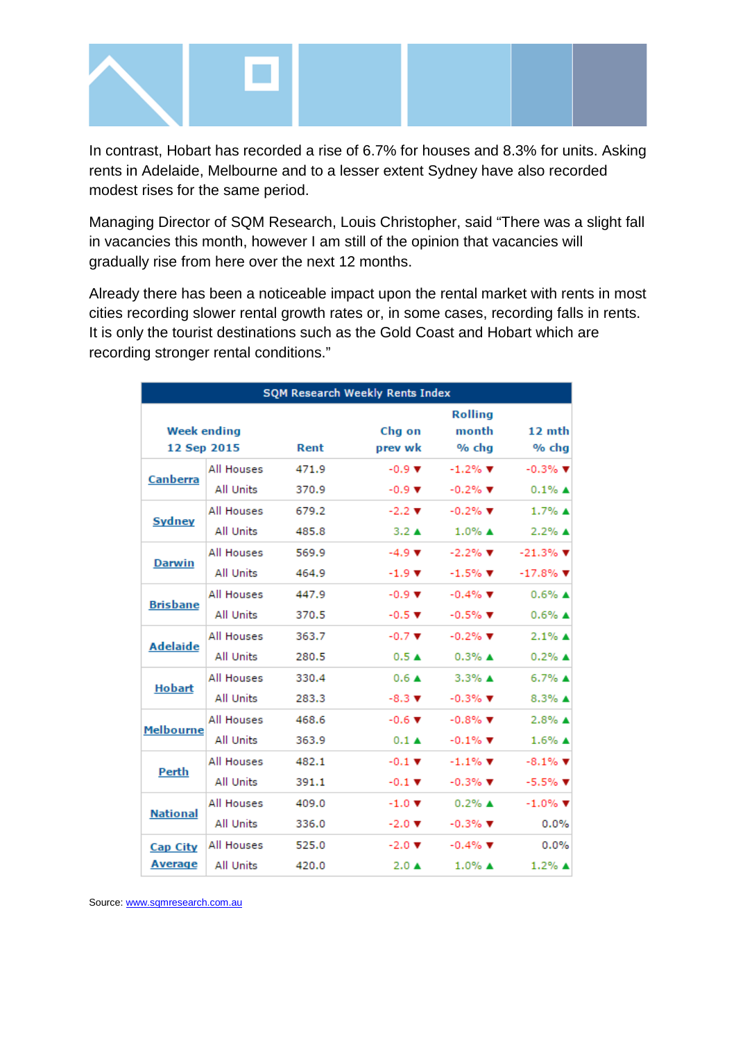In contrast, Hobart has recorded a rise of 6.7% for houses and 8.3% for units. Asking rents in Adelaide, Melbourne and to a lesser extent Sydney have also recorded modest rises for the same period.

Managing Director of SQM Research, Louis Christopher, said "There was a slight fall in vacancies this month, however I am still of the opinion that vacancies will gradually rise from here over the next 12 months.

Already there has been a noticeable impact upon the rental market with rents in most cities recording slower rental growth rates or, in some cases, recording falls in rents. It is only the tourist destinations such as the Gold Coast and Hobart which are recording stronger rental conditions."

**SQM Research Weekly Rents Index**

| Week ending 12 Sep 2015 | | Rent | Chg on prev wk | Rolling month % chg | 12 mth % chg |
|---|---|---|---|---|---|
| Canberra | All Houses | 471.9 | -0.9 ▼ | -1.2% ▼ | -0.3% ▼ |
| | All Units | 370.9 | -0.9 ▼ | -0.2% ▼ | 0.1% ▲ |
| Sydney | All Houses | 679.2 | -2.2 ▼ | -0.2% ▼ | 1.7% ▲ |
| | All Units | 485.8 | 3.2 ▲ | 1.0% ▲ | 2.2% ▲ |
| Darwin | All Houses | 569.9 | -4.9 ▼ | -2.2% ▼ | -21.3% ▼ |
| | All Units | 464.9 | -1.9 ▼ | -1.5% ▼ | -17.8% ▼ |
| Brisbane | All Houses | 447.9 | -0.9 ▼ | -0.4% ▼ | 0.6% ▲ |
| | All Units | 370.5 | -0.5 ▼ | -0.5% ▼ | 0.6% ▲ |
| Adelaide | All Houses | 363.7 | -0.7 ▼ | -0.2% ▼ | 2.1% ▲ |
| | All Units | 280.5 | 0.5 ▲ | 0.3% ▲ | 0.2% ▲ |
| Hobart | All Houses | 330.4 | 0.6 ▲ | 3.3% ▲ | 6.7% ▲ |
| | All Units | 283.3 | -8.3 ▼ | -0.3% ▼ | 8.3% ▲ |
| Melbourne | All Houses | 468.6 | -0.6 ▼ | -0.8% ▼ | 2.8% ▲ |
| | All Units | 363.9 | 0.1 ▲ | -0.1% ▼ | 1.6% ▲ |
| Perth | All Houses | 482.1 | -0.1 ▼ | -1.1% ▼ | -8.1% ▼ |
| | All Units | 391.1 | -0.1 ▼ | -0.3% ▼ | -5.5% ▼ |
| National | All Houses | 409.0 | -1.0 ▼ | 0.2% ▲ | -1.0% ▼ |
| | All Units | 336.0 | -2.0 ▼ | -0.3% ▼ | 0.0% |
| Cap City Average | All Houses | 525.0 | -2.0 ▼ | -0.4% ▼ | 0.0% |
| | All Units | 420.0 | 2.0 ▲ | 1.0% ▲ | 1.2% ▲ |

Source: www.sqmresearch.com.au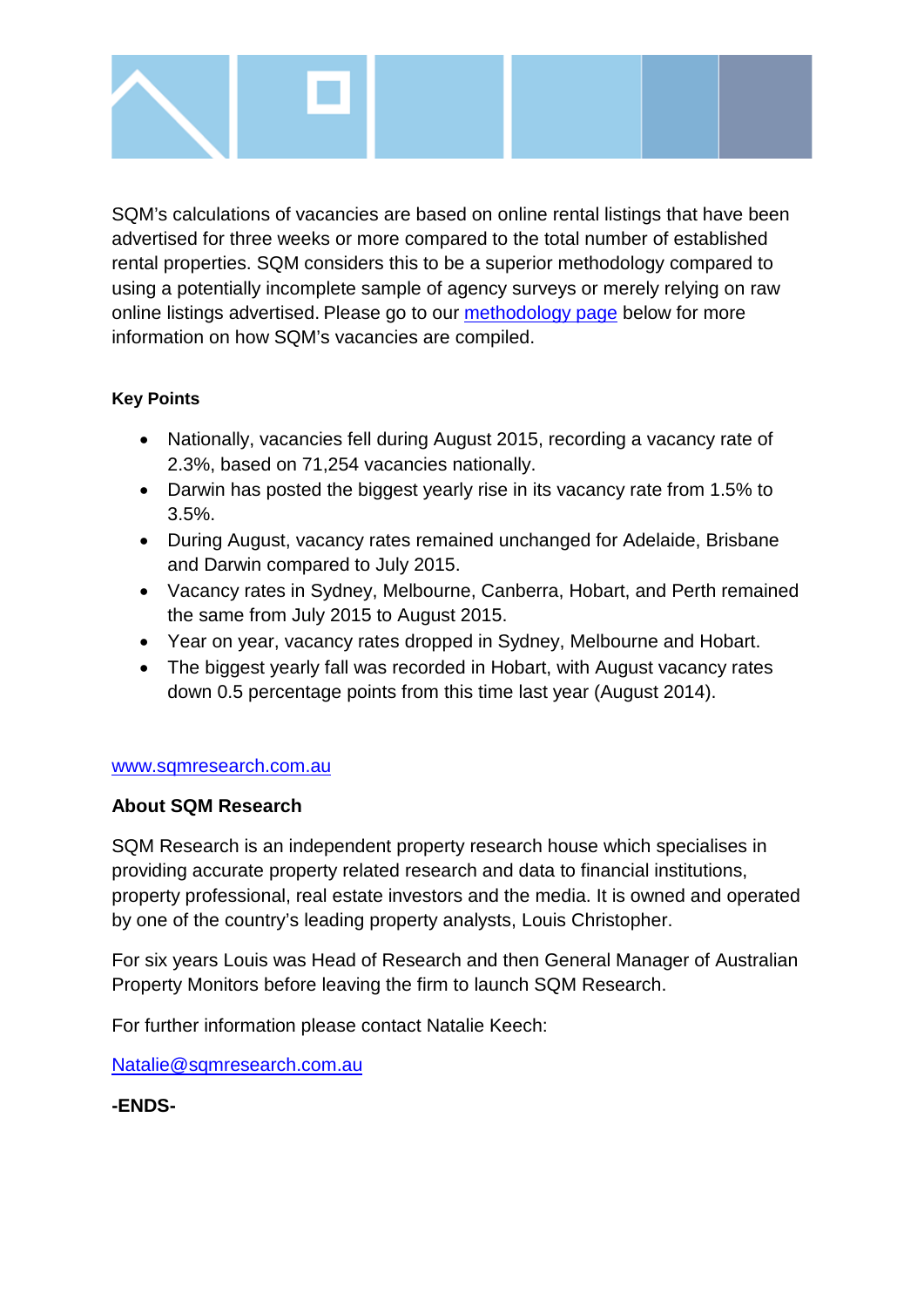SQM's calculations of vacancies are based on online rental listings that have been advertised for three weeks or more compared to the total number of established rental properties. SQM considers this to be a superior methodology compared to using a potentially incomplete sample of agency surveys or merely relying on raw online listings advertised. Please go to our methodology page below for more information on how SQM's vacancies are compiled.

**Key Points**

- Nationally, vacancies fell during August 2015, recording a vacancy rate of 2.3%, based on 71,254 vacancies nationally.
- Darwin has posted the biggest yearly rise in its vacancy rate from 1.5% to 3.5%.
- During August, vacancy rates remained unchanged for Adelaide, Brisbane and Darwin compared to July 2015.
- Vacancy rates in Sydney, Melbourne, Canberra, Hobart, and Perth remained the same from July 2015 to August 2015.
- Year on year, vacancy rates dropped in Sydney, Melbourne and Hobart.
- The biggest yearly fall was recorded in Hobart, with August vacancy rates down 0.5 percentage points from this time last year (August 2014).

www.sqmresearch.com.au

**About SQM Research**

SQM Research is an independent property research house which specialises in providing accurate property related research and data to financial institutions, property professional, real estate investors and the media. It is owned and operated by one of the country's leading property analysts, Louis Christopher.

For six years Louis was Head of Research and then General Manager of Australian Property Monitors before leaving the firm to launch SQM Research.

For further information please contact Natalie Keech:

Natalie@sqmresearch.com.au

**-ENDS-**